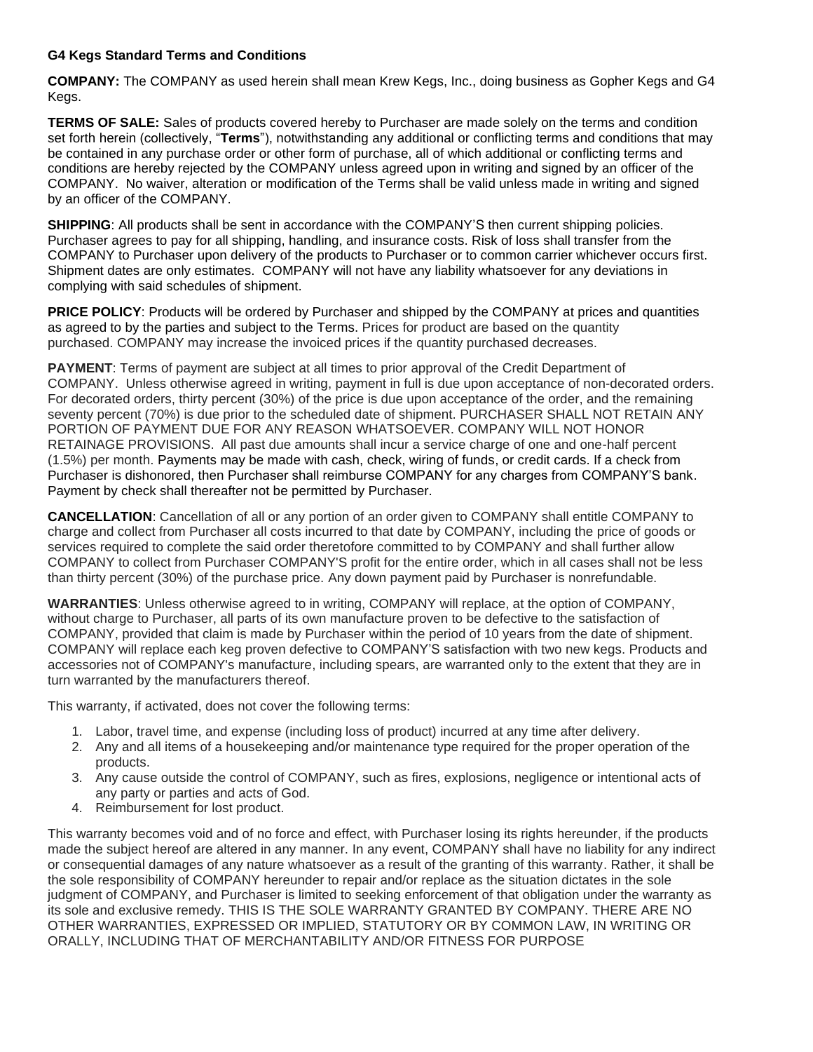**G4 Kegs Standard Terms and Conditions**

**COMPANY:** The COMPANY as used herein shall mean Krew Kegs, Inc., doing business as Gopher Kegs and G4 Kegs.

**TERMS OF SALE:** Sales of products covered hereby to Purchaser are made solely on the terms and condition set forth herein (collectively, "**Terms**"), notwithstanding any additional or conflicting terms and conditions that may be contained in any purchase order or other form of purchase, all of which additional or conflicting terms and conditions are hereby rejected by the COMPANY unless agreed upon in writing and signed by an officer of the COMPANY. No waiver, alteration or modification of the Terms shall be valid unless made in writing and signed by an officer of the COMPANY.

**SHIPPING**: All products shall be sent in accordance with the COMPANY'S then current shipping policies. Purchaser agrees to pay for all shipping, handling, and insurance costs. Risk of loss shall transfer from the COMPANY to Purchaser upon delivery of the products to Purchaser or to common carrier whichever occurs first. Shipment dates are only estimates. COMPANY will not have any liability whatsoever for any deviations in complying with said schedules of shipment.

**PRICE POLICY**: Products will be ordered by Purchaser and shipped by the COMPANY at prices and quantities as agreed to by the parties and subject to the Terms. Prices for product are based on the quantity purchased. COMPANY may increase the invoiced prices if the quantity purchased decreases.

**PAYMENT**: Terms of payment are subject at all times to prior approval of the Credit Department of COMPANY. Unless otherwise agreed in writing, payment in full is due upon acceptance of non-decorated orders. For decorated orders, thirty percent (30%) of the price is due upon acceptance of the order, and the remaining seventy percent (70%) is due prior to the scheduled date of shipment. PURCHASER SHALL NOT RETAIN ANY PORTION OF PAYMENT DUE FOR ANY REASON WHATSOEVER. COMPANY WILL NOT HONOR RETAINAGE PROVISIONS. All past due amounts shall incur a service charge of one and one-half percent (1.5%) per month. Payments may be made with cash, check, wiring of funds, or credit cards. If a check from Purchaser is dishonored, then Purchaser shall reimburse COMPANY for any charges from COMPANY'S bank. Payment by check shall thereafter not be permitted by Purchaser.

**CANCELLATION**: Cancellation of all or any portion of an order given to COMPANY shall entitle COMPANY to charge and collect from Purchaser all costs incurred to that date by COMPANY, including the price of goods or services required to complete the said order theretofore committed to by COMPANY and shall further allow COMPANY to collect from Purchaser COMPANY'S profit for the entire order, which in all cases shall not be less than thirty percent (30%) of the purchase price. Any down payment paid by Purchaser is nonrefundable.

**WARRANTIES**: Unless otherwise agreed to in writing, COMPANY will replace, at the option of COMPANY, without charge to Purchaser, all parts of its own manufacture proven to be defective to the satisfaction of COMPANY, provided that claim is made by Purchaser within the period of 10 years from the date of shipment. COMPANY will replace each keg proven defective to COMPANY'S satisfaction with two new kegs. Products and accessories not of COMPANY's manufacture, including spears, are warranted only to the extent that they are in turn warranted by the manufacturers thereof.

This warranty, if activated, does not cover the following terms:

1. Labor, travel time, and expense (including loss of product) incurred at any time after delivery.
2. Any and all items of a housekeeping and/or maintenance type required for the proper operation of the products.
3. Any cause outside the control of COMPANY, such as fires, explosions, negligence or intentional acts of any party or parties and acts of God.
4. Reimbursement for lost product.

This warranty becomes void and of no force and effect, with Purchaser losing its rights hereunder, if the products made the subject hereof are altered in any manner. In any event, COMPANY shall have no liability for any indirect or consequential damages of any nature whatsoever as a result of the granting of this warranty. Rather, it shall be the sole responsibility of COMPANY hereunder to repair and/or replace as the situation dictates in the sole judgment of COMPANY, and Purchaser is limited to seeking enforcement of that obligation under the warranty as its sole and exclusive remedy. THIS IS THE SOLE WARRANTY GRANTED BY COMPANY. THERE ARE NO OTHER WARRANTIES, EXPRESSED OR IMPLIED, STATUTORY OR BY COMMON LAW, IN WRITING OR ORALLY, INCLUDING THAT OF MERCHANTABILITY AND/OR FITNESS FOR PURPOSE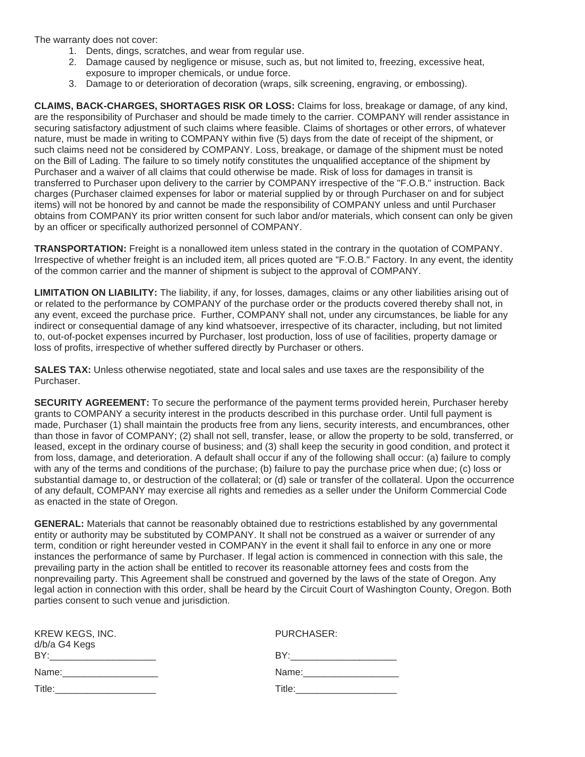The warranty does not cover:

1. Dents, dings, scratches, and wear from regular use.
2. Damage caused by negligence or misuse, such as, but not limited to, freezing, excessive heat, exposure to improper chemicals, or undue force.
3. Damage to or deterioration of decoration (wraps, silk screening, engraving, or embossing).

**CLAIMS, BACK-CHARGES, SHORTAGES RISK OR LOSS:** Claims for loss, breakage or damage, of any kind, are the responsibility of Purchaser and should be made timely to the carrier. COMPANY will render assistance in securing satisfactory adjustment of such claims where feasible. Claims of shortages or other errors, of whatever nature, must be made in writing to COMPANY within five (5) days from the date of receipt of the shipment, or such claims need not be considered by COMPANY. Loss, breakage, or damage of the shipment must be noted on the Bill of Lading. The failure to so timely notify constitutes the unqualified acceptance of the shipment by Purchaser and a waiver of all claims that could otherwise be made. Risk of loss for damages in transit is transferred to Purchaser upon delivery to the carrier by COMPANY irrespective of the "F.O.B." instruction. Back charges (Purchaser claimed expenses for labor or material supplied by or through Purchaser on and for subject items) will not be honored by and cannot be made the responsibility of COMPANY unless and until Purchaser obtains from COMPANY its prior written consent for such labor and/or materials, which consent can only be given by an officer or specifically authorized personnel of COMPANY.

**TRANSPORTATION:** Freight is a nonallowed item unless stated in the contrary in the quotation of COMPANY. Irrespective of whether freight is an included item, all prices quoted are "F.O.B." Factory. In any event, the identity of the common carrier and the manner of shipment is subject to the approval of COMPANY.

**LIMITATION ON LIABILITY:** The liability, if any, for losses, damages, claims or any other liabilities arising out of or related to the performance by COMPANY of the purchase order or the products covered thereby shall not, in any event, exceed the purchase price. Further, COMPANY shall not, under any circumstances, be liable for any indirect or consequential damage of any kind whatsoever, irrespective of its character, including, but not limited to, out-of-pocket expenses incurred by Purchaser, lost production, loss of use of facilities, property damage or loss of profits, irrespective of whether suffered directly by Purchaser or others.

**SALES TAX:** Unless otherwise negotiated, state and local sales and use taxes are the responsibility of the Purchaser.

**SECURITY AGREEMENT:** To secure the performance of the payment terms provided herein, Purchaser hereby grants to COMPANY a security interest in the products described in this purchase order. Until full payment is made, Purchaser (1) shall maintain the products free from any liens, security interests, and encumbrances, other than those in favor of COMPANY; (2) shall not sell, transfer, lease, or allow the property to be sold, transferred, or leased, except in the ordinary course of business; and (3) shall keep the security in good condition, and protect it from loss, damage, and deterioration. A default shall occur if any of the following shall occur: (a) failure to comply with any of the terms and conditions of the purchase; (b) failure to pay the purchase price when due; (c) loss or substantial damage to, or destruction of the collateral; or (d) sale or transfer of the collateral. Upon the occurrence of any default, COMPANY may exercise all rights and remedies as a seller under the Uniform Commercial Code as enacted in the state of Oregon.

**GENERAL:** Materials that cannot be reasonably obtained due to restrictions established by any governmental entity or authority may be substituted by COMPANY. It shall not be construed as a waiver or surrender of any term, condition or right hereunder vested in COMPANY in the event it shall fail to enforce in any one or more instances the performance of same by Purchaser. If legal action is commenced in connection with this sale, the prevailing party in the action shall be entitled to recover its reasonable attorney fees and costs from the nonprevailing party. This Agreement shall be construed and governed by the laws of the state of Oregon. Any legal action in connection with this order, shall be heard by the Circuit Court of Washington County, Oregon. Both parties consent to such venue and jurisdiction.

| | |
|---|---|
| KREW KEGS, INC.<br>d/b/a G4 Kegs | PURCHASER: |
| BY:____________________ | BY:____________________ |
| Name:__________________ | Name:__________________ |
| Title:___________________ | Title:___________________ |